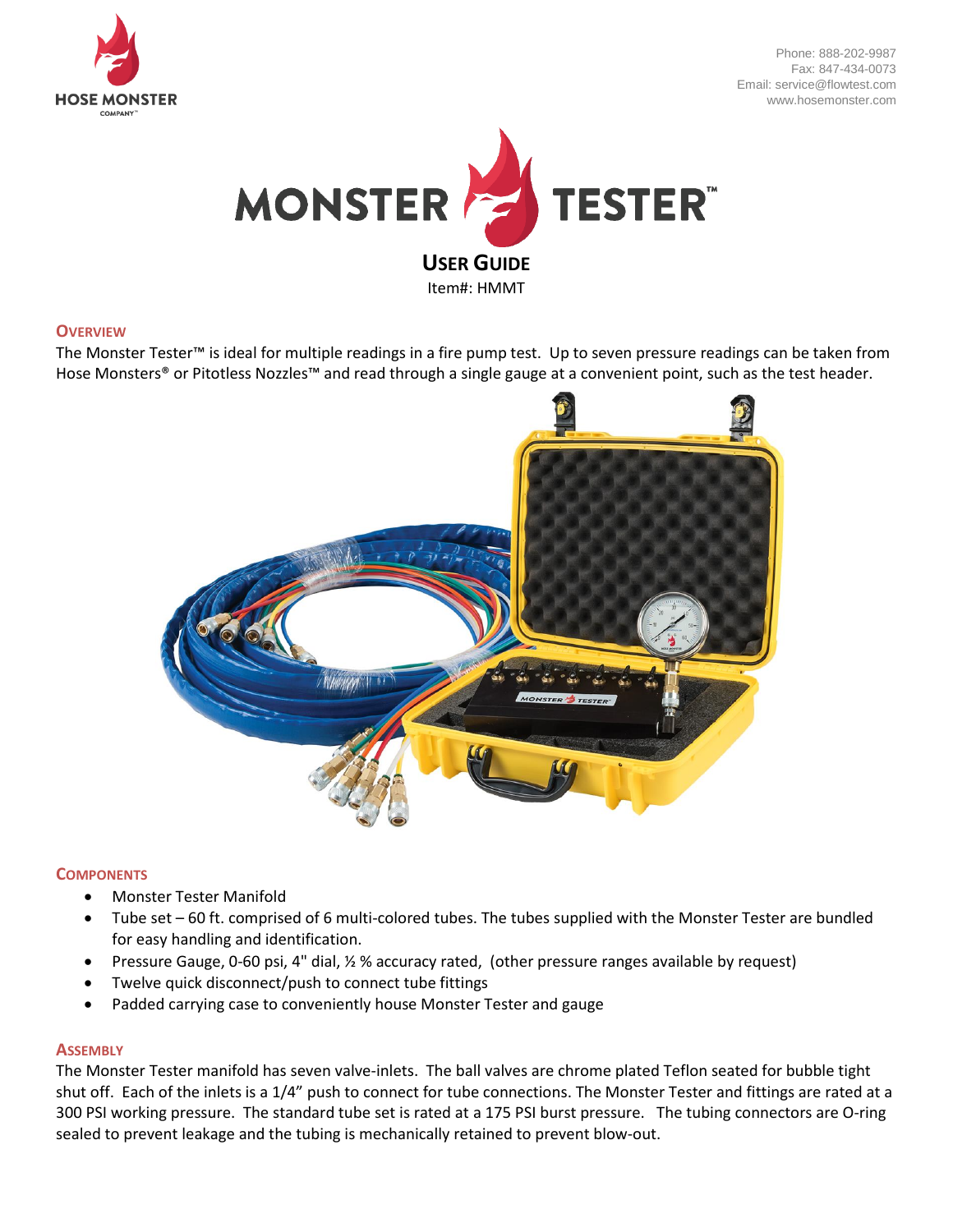HOSE MONSTER COMPANY

Phone: 888-202-9987
Fax: 847-434-0073
Email: service@flowtest.com
www.hosemonster.com

# MONSTER TESTER™

## USER GUIDE

Item#: HMMT

### OVERVIEW

The Monster Tester™ is ideal for multiple readings in a fire pump test. Up to seven pressure readings can be taken from Hose Monsters® or Pitotless Nozzles™ and read through a single gauge at a convenient point, such as the test header.

### COMPONENTS

- Monster Tester Manifold
- Tube set – 60 ft. comprised of 6 multi-colored tubes. The tubes supplied with the Monster Tester are bundled for easy handling and identification.
- Pressure Gauge, 0-60 psi, 4" dial, ½ % accuracy rated, (other pressure ranges available by request)
- Twelve quick disconnect/push to connect tube fittings
- Padded carrying case to conveniently house Monster Tester and gauge

### ASSEMBLY

The Monster Tester manifold has seven valve-inlets. The ball valves are chrome plated Teflon seated for bubble tight shut off. Each of the inlets is a 1/4" push to connect for tube connections. The Monster Tester and fittings are rated at a 300 PSI working pressure. The standard tube set is rated at a 175 PSI burst pressure. The tubing connectors are O-ring sealed to prevent leakage and the tubing is mechanically retained to prevent blow-out.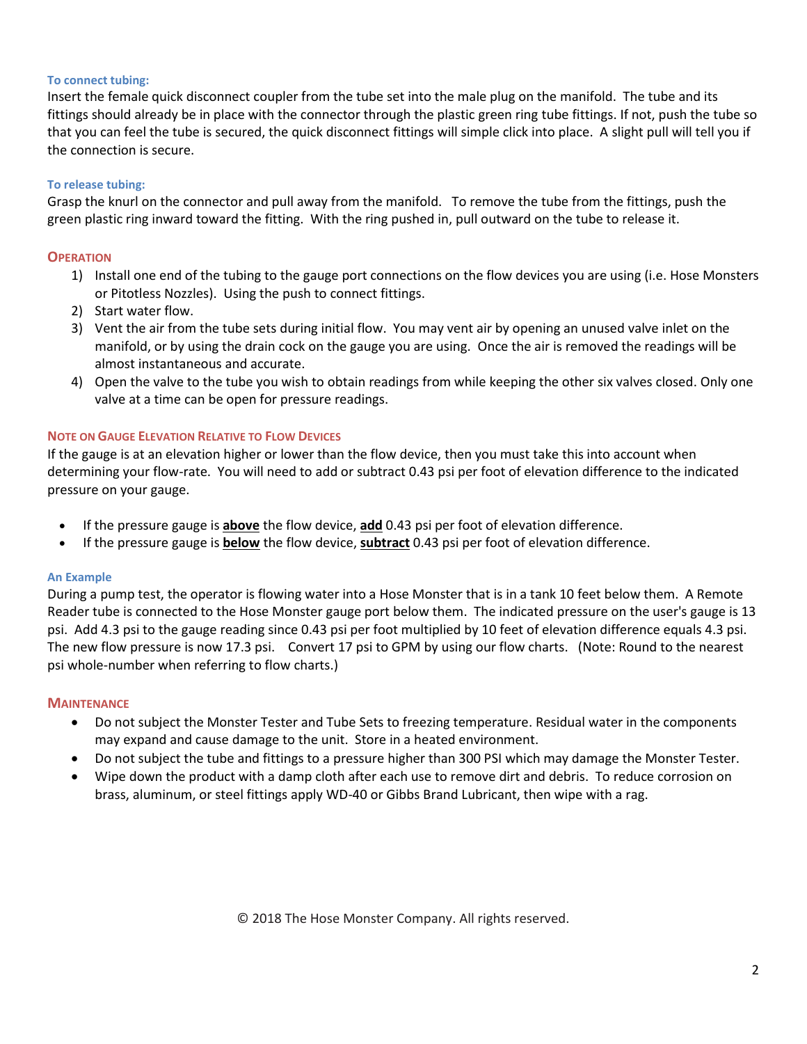### To connect tubing:

Insert the female quick disconnect coupler from the tube set into the male plug on the manifold. The tube and its fittings should already be in place with the connector through the plastic green ring tube fittings. If not, push the tube so that you can feel the tube is secured, the quick disconnect fittings will simple click into place. A slight pull will tell you if the connection is secure.

### To release tubing:

Grasp the knurl on the connector and pull away from the manifold. To remove the tube from the fittings, push the green plastic ring inward toward the fitting. With the ring pushed in, pull outward on the tube to release it.

## Operation

1) Install one end of the tubing to the gauge port connections on the flow devices you are using (i.e. Hose Monsters or Pitotless Nozzles). Using the push to connect fittings.
2) Start water flow.
3) Vent the air from the tube sets during initial flow. You may vent air by opening an unused valve inlet on the manifold, or by using the drain cock on the gauge you are using. Once the air is removed the readings will be almost instantaneous and accurate.
4) Open the valve to the tube you wish to obtain readings from while keeping the other six valves closed. Only one valve at a time can be open for pressure readings.

## Note on Gauge Elevation Relative to Flow Devices

If the gauge is at an elevation higher or lower than the flow device, then you must take this into account when determining your flow-rate. You will need to add or subtract 0.43 psi per foot of elevation difference to the indicated pressure on your gauge.

- If the pressure gauge is **above** the flow device, **add** 0.43 psi per foot of elevation difference.
- If the pressure gauge is **below** the flow device, **subtract** 0.43 psi per foot of elevation difference.

### An Example

During a pump test, the operator is flowing water into a Hose Monster that is in a tank 10 feet below them. A Remote Reader tube is connected to the Hose Monster gauge port below them. The indicated pressure on the user's gauge is 13 psi. Add 4.3 psi to the gauge reading since 0.43 psi per foot multiplied by 10 feet of elevation difference equals 4.3 psi. The new flow pressure is now 17.3 psi. Convert 17 psi to GPM by using our flow charts. (Note: Round to the nearest psi whole-number when referring to flow charts.)

## Maintenance

- Do not subject the Monster Tester and Tube Sets to freezing temperature. Residual water in the components may expand and cause damage to the unit. Store in a heated environment.
- Do not subject the tube and fittings to a pressure higher than 300 PSI which may damage the Monster Tester.
- Wipe down the product with a damp cloth after each use to remove dirt and debris. To reduce corrosion on brass, aluminum, or steel fittings apply WD-40 or Gibbs Brand Lubricant, then wipe with a rag.

© 2018 The Hose Monster Company. All rights reserved.